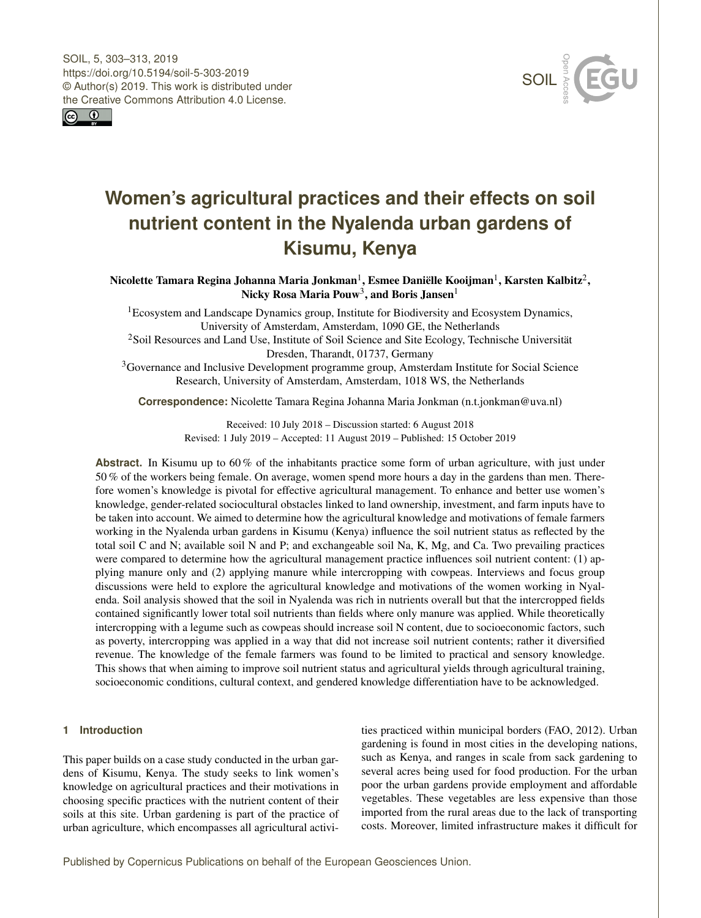# Women's agricultural practices and their effects on soil nutrient content in the Nyalenda urban gardens of Kisumu, Kenya

**Nicolette Tamara Regina Johanna Maria Jonkman[1], Esmee Daniëlle Kooijman[1], Karsten Kalbitz[2], Nicky Rosa Maria Pouw[3], and Boris Jansen[1]**

[1]Ecosystem and Landscape Dynamics group, Institute for Biodiversity and Ecosystem Dynamics, University of Amsterdam, Amsterdam, 1090 GE, the Netherlands

[2]Soil Resources and Land Use, Institute of Soil Science and Site Ecology, Technische Universität Dresden, Tharandt, 01737, Germany

[3]Governance and Inclusive Development programme group, Amsterdam Institute for Social Science Research, University of Amsterdam, Amsterdam, 1018 WS, the Netherlands

**Correspondence:** Nicolette Tamara Regina Johanna Maria Jonkman (n.t.jonkman@uva.nl)

Received: 10 July 2018 – Discussion started: 6 August 2018
Revised: 1 July 2019 – Accepted: 11 August 2019 – Published: 15 October 2019

**Abstract.** In Kisumu up to 60 % of the inhabitants practice some form of urban agriculture, with just under 50 % of the workers being female. On average, women spend more hours a day in the gardens than men. Therefore women's knowledge is pivotal for effective agricultural management. To enhance and better use women's knowledge, gender-related sociocultural obstacles linked to land ownership, investment, and farm inputs have to be taken into account. We aimed to determine how the agricultural knowledge and motivations of female farmers working in the Nyalenda urban gardens in Kisumu (Kenya) influence the soil nutrient status as reflected by the total soil C and N; available soil N and P; and exchangeable soil Na, K, Mg, and Ca. Two prevailing practices were compared to determine how the agricultural management practice influences soil nutrient content: (1) applying manure only and (2) applying manure while intercropping with cowpeas. Interviews and focus group discussions were held to explore the agricultural knowledge and motivations of the women working in Nyalenda. Soil analysis showed that the soil in Nyalenda was rich in nutrients overall but that the intercropped fields contained significantly lower total soil nutrients than fields where only manure was applied. While theoretically intercropping with a legume such as cowpeas should increase soil N content, due to socioeconomic factors, such as poverty, intercropping was applied in a way that did not increase soil nutrient contents; rather it diversified revenue. The knowledge of the female farmers was found to be limited to practical and sensory knowledge. This shows that when aiming to improve soil nutrient status and agricultural yields through agricultural training, socioeconomic conditions, cultural context, and gendered knowledge differentiation have to be acknowledged.

## 1 Introduction

This paper builds on a case study conducted in the urban gardens of Kisumu, Kenya. The study seeks to link women's knowledge on agricultural practices and their motivations in choosing specific practices with the nutrient content of their soils at this site. Urban gardening is part of the practice of urban agriculture, which encompasses all agricultural activities practiced within municipal borders (FAO, 2012). Urban gardening is found in most cities in the developing nations, such as Kenya, and ranges in scale from sack gardening to several acres being used for food production. For the urban poor the urban gardens provide employment and affordable vegetables. These vegetables are less expensive than those imported from the rural areas due to the lack of transporting costs. Moreover, limited infrastructure makes it difficult for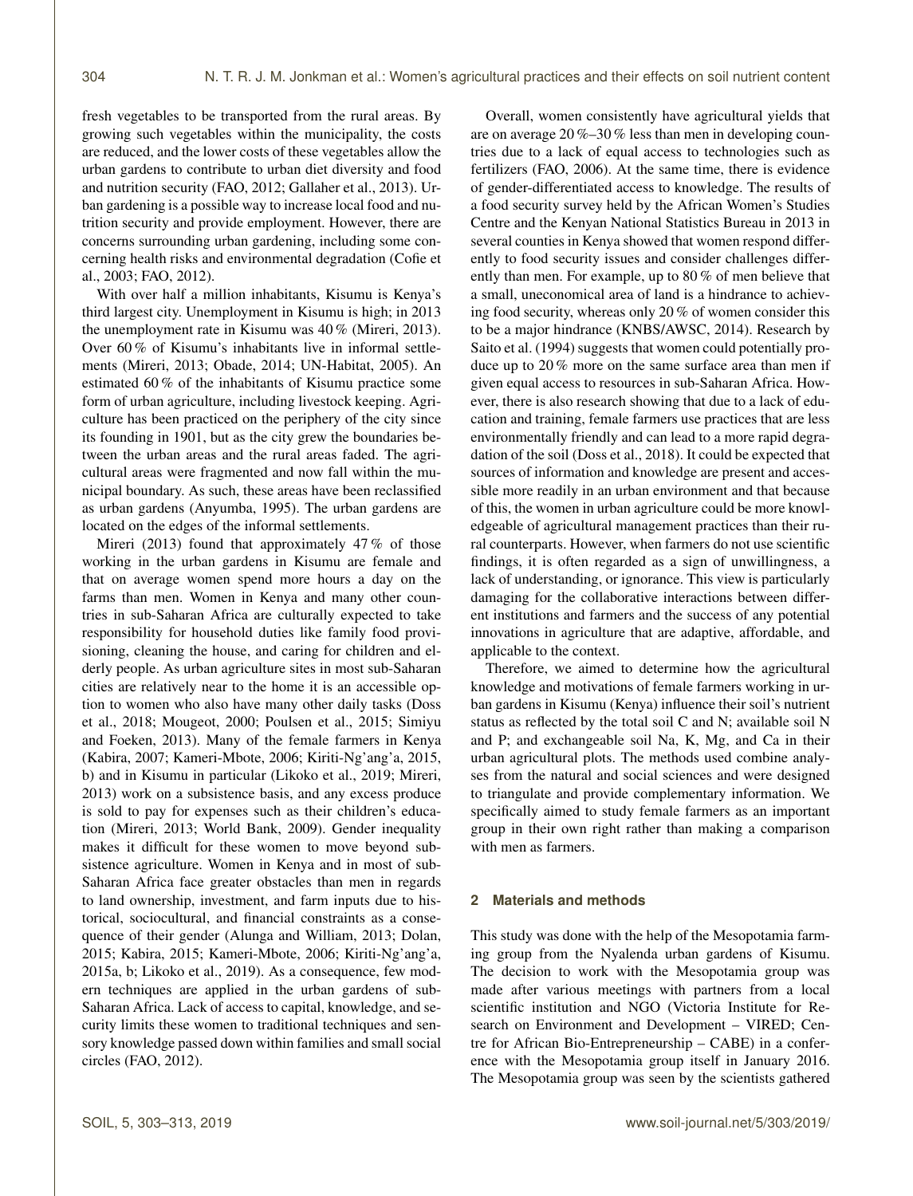fresh vegetables to be transported from the rural areas. By growing such vegetables within the municipality, the costs are reduced, and the lower costs of these vegetables allow the urban gardens to contribute to urban diet diversity and food and nutrition security (FAO, 2012; Gallaher et al., 2013). Urban gardening is a possible way to increase local food and nutrition security and provide employment. However, there are concerns surrounding urban gardening, including some concerning health risks and environmental degradation (Cofie et al., 2003; FAO, 2012).

With over half a million inhabitants, Kisumu is Kenya's third largest city. Unemployment in Kisumu is high; in 2013 the unemployment rate in Kisumu was 40 % (Mireri, 2013). Over 60 % of Kisumu's inhabitants live in informal settlements (Mireri, 2013; Obade, 2014; UN-Habitat, 2005). An estimated 60 % of the inhabitants of Kisumu practice some form of urban agriculture, including livestock keeping. Agriculture has been practiced on the periphery of the city since its founding in 1901, but as the city grew the boundaries between the urban areas and the rural areas faded. The agricultural areas were fragmented and now fall within the municipal boundary. As such, these areas have been reclassified as urban gardens (Anyumba, 1995). The urban gardens are located on the edges of the informal settlements.

Mireri (2013) found that approximately 47 % of those working in the urban gardens in Kisumu are female and that on average women spend more hours a day on the farms than men. Women in Kenya and many other countries in sub-Saharan Africa are culturally expected to take responsibility for household duties like family food provisioning, cleaning the house, and caring for children and elderly people. As urban agriculture sites in most sub-Saharan cities are relatively near to the home it is an accessible option to women who also have many other daily tasks (Doss et al., 2018; Mougeot, 2000; Poulsen et al., 2015; Simiyu and Foeken, 2013). Many of the female farmers in Kenya (Kabira, 2007; Kameri-Mbote, 2006; Kiriti-Ng'ang'a, 2015, b) and in Kisumu in particular (Likoko et al., 2019; Mireri, 2013) work on a subsistence basis, and any excess produce is sold to pay for expenses such as their children's education (Mireri, 2013; World Bank, 2009). Gender inequality makes it difficult for these women to move beyond subsistence agriculture. Women in Kenya and in most of sub-Saharan Africa face greater obstacles than men in regards to land ownership, investment, and farm inputs due to historical, sociocultural, and financial constraints as a consequence of their gender (Alunga and William, 2013; Dolan, 2015; Kabira, 2015; Kameri-Mbote, 2006; Kiriti-Ng'ang'a, 2015a, b; Likoko et al., 2019). As a consequence, few modern techniques are applied in the urban gardens of sub-Saharan Africa. Lack of access to capital, knowledge, and security limits these women to traditional techniques and sensory knowledge passed down within families and small social circles (FAO, 2012).

Overall, women consistently have agricultural yields that are on average 20 %–30 % less than men in developing countries due to a lack of equal access to technologies such as fertilizers (FAO, 2006). At the same time, there is evidence of gender-differentiated access to knowledge. The results of a food security survey held by the African Women's Studies Centre and the Kenyan National Statistics Bureau in 2013 in several counties in Kenya showed that women respond differently to food security issues and consider challenges differently than men. For example, up to 80 % of men believe that a small, uneconomical area of land is a hindrance to achieving food security, whereas only 20 % of women consider this to be a major hindrance (KNBS/AWSC, 2014). Research by Saito et al. (1994) suggests that women could potentially produce up to 20 % more on the same surface area than men if given equal access to resources in sub-Saharan Africa. However, there is also research showing that due to a lack of education and training, female farmers use practices that are less environmentally friendly and can lead to a more rapid degradation of the soil (Doss et al., 2018). It could be expected that sources of information and knowledge are present and accessible more readily in an urban environment and that because of this, the women in urban agriculture could be more knowledgeable of agricultural management practices than their rural counterparts. However, when farmers do not use scientific findings, it is often regarded as a sign of unwillingness, a lack of understanding, or ignorance. This view is particularly damaging for the collaborative interactions between different institutions and farmers and the success of any potential innovations in agriculture that are adaptive, affordable, and applicable to the context.

Therefore, we aimed to determine how the agricultural knowledge and motivations of female farmers working in urban gardens in Kisumu (Kenya) influence their soil's nutrient status as reflected by the total soil C and N; available soil N and P; and exchangeable soil Na, K, Mg, and Ca in their urban agricultural plots. The methods used combine analyses from the natural and social sciences and were designed to triangulate and provide complementary information. We specifically aimed to study female farmers as an important group in their own right rather than making a comparison with men as farmers.

## 2 Materials and methods

This study was done with the help of the Mesopotamia farming group from the Nyalenda urban gardens of Kisumu. The decision to work with the Mesopotamia group was made after various meetings with partners from a local scientific institution and NGO (Victoria Institute for Research on Environment and Development – VIRED; Centre for African Bio-Entrepreneurship – CABE) in a conference with the Mesopotamia group itself in January 2016. The Mesopotamia group was seen by the scientists gathered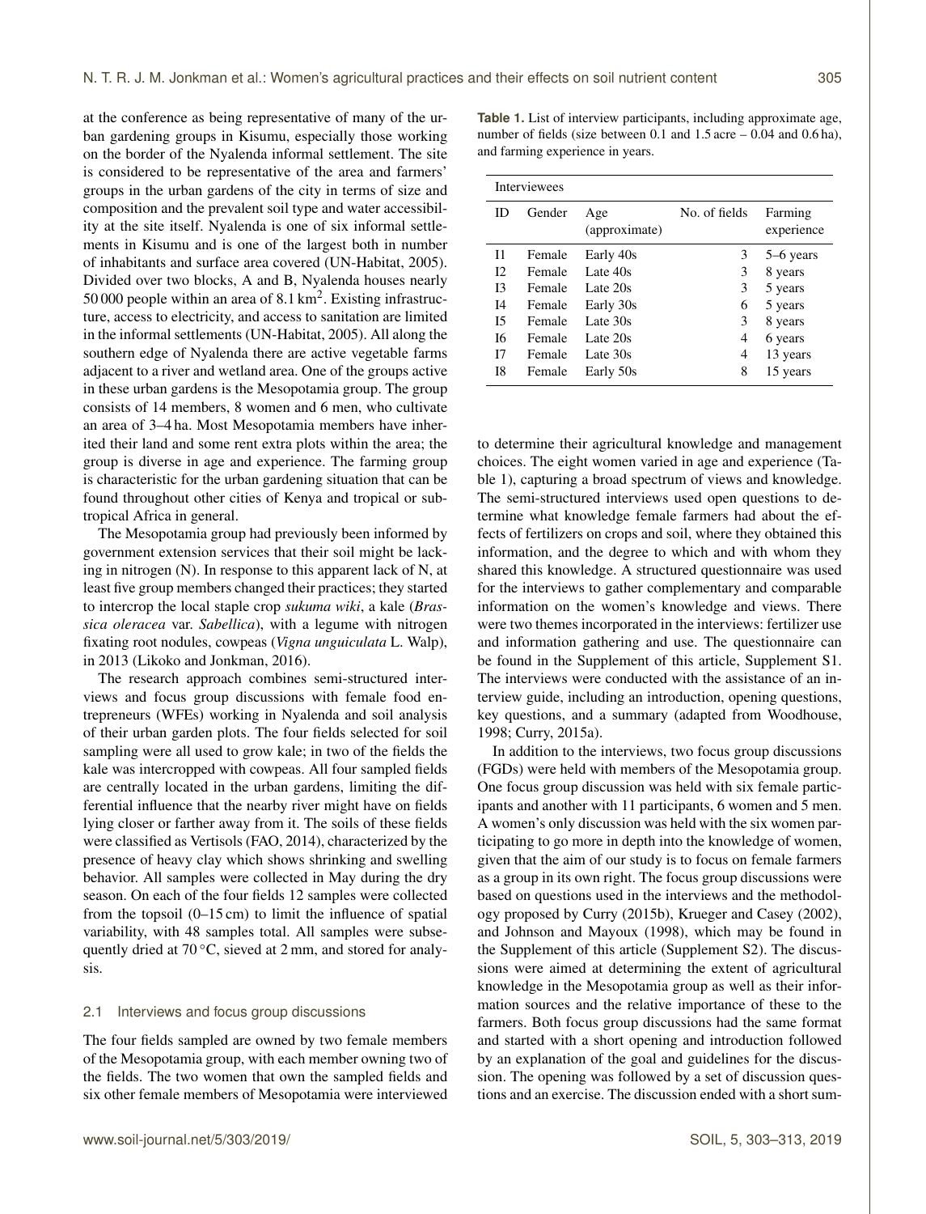at the conference as being representative of many of the urban gardening groups in Kisumu, especially those working on the border of the Nyalenda informal settlement. The site is considered to be representative of the area and farmers' groups in the urban gardens of the city in terms of size and composition and the prevalent soil type and water accessibility at the site itself. Nyalenda is one of six informal settlements in Kisumu and is one of the largest both in number of inhabitants and surface area covered (UN-Habitat, 2005). Divided over two blocks, A and B, Nyalenda houses nearly 50 000 people within an area of 8.1 $km^2$. Existing infrastructure, access to electricity, and access to sanitation are limited in the informal settlements (UN-Habitat, 2005). All along the southern edge of Nyalenda there are active vegetable farms adjacent to a river and wetland area. One of the groups active in these urban gardens is the Mesopotamia group. The group consists of 14 members, 8 women and 6 men, who cultivate an area of 3–4 ha. Most Mesopotamia members have inherited their land and some rent extra plots within the area; the group is diverse in age and experience. The farming group is characteristic for the urban gardening situation that can be found throughout other cities of Kenya and tropical or subtropical Africa in general.

The Mesopotamia group had previously been informed by government extension services that their soil might be lacking in nitrogen (N). In response to this apparent lack of N, at least five group members changed their practices; they started to intercrop the local staple crop *sukuma wiki*, a kale (*Brassica oleracea* var. *Sabellica*), with a legume with nitrogen fixating root nodules, cowpeas (*Vigna unguiculata* L. Walp), in 2013 (Likoko and Jonkman, 2016).

The research approach combines semi-structured interviews and focus group discussions with female food entrepreneurs (WFEs) working in Nyalenda and soil analysis of their urban garden plots. The four fields selected for soil sampling were all used to grow kale; in two of the fields the kale was intercropped with cowpeas. All four sampled fields are centrally located in the urban gardens, limiting the differential influence that the nearby river might have on fields lying closer or farther away from it. The soils of these fields were classified as Vertisols (FAO, 2014), characterized by the presence of heavy clay which shows shrinking and swelling behavior. All samples were collected in May during the dry season. On each of the four fields 12 samples were collected from the topsoil (0–15 cm) to limit the influence of spatial variability, with 48 samples total. All samples were subsequently dried at 70 °C, sieved at 2 mm, and stored for analysis.

## 2.1 Interviews and focus group discussions

The four fields sampled are owned by two female members of the Mesopotamia group, with each member owning two of the fields. The two women that own the sampled fields and six other female members of Mesopotamia were interviewed to determine their agricultural knowledge and management choices. The eight women varied in age and experience (Table 1), capturing a broad spectrum of views and knowledge. The semi-structured interviews used open questions to determine what knowledge female farmers had about the effects of fertilizers on crops and soil, where they obtained this information, and the degree to which and with whom they shared this knowledge. A structured questionnaire was used for the interviews to gather complementary and comparable information on the women's knowledge and views. There were two themes incorporated in the interviews: fertilizer use and information gathering and use. The questionnaire can be found in the Supplement of this article, Supplement S1. The interviews were conducted with the assistance of an interview guide, including an introduction, opening questions, key questions, and a summary (adapted from Woodhouse, 1998; Curry, 2015a).

**Table 1.** List of interview participants, including approximate age, number of fields (size between 0.1 and 1.5 acre – 0.04 and 0.6 ha), and farming experience in years.

| Interviewees | | | | |
|---|---|---|---|---|
| ID | Gender | Age (approximate) | No. of fields | Farming experience |
| I1 | Female | Early 40s | 3 | 5–6 years |
| I2 | Female | Late 40s | 3 | 8 years |
| I3 | Female | Late 20s | 3 | 5 years |
| I4 | Female | Early 30s | 6 | 5 years |
| I5 | Female | Late 30s | 3 | 8 years |
| I6 | Female | Late 20s | 4 | 6 years |
| I7 | Female | Late 30s | 4 | 13 years |
| I8 | Female | Early 50s | 8 | 15 years |

In addition to the interviews, two focus group discussions (FGDs) were held with members of the Mesopotamia group. One focus group discussion was held with six female participants and another with 11 participants, 6 women and 5 men. A women's only discussion was held with the six women participating to go more in depth into the knowledge of women, given that the aim of our study is to focus on female farmers as a group in its own right. The focus group discussions were based on questions used in the interviews and the methodology proposed by Curry (2015b), Krueger and Casey (2002), and Johnson and Mayoux (1998), which may be found in the Supplement of this article (Supplement S2). The discussions were aimed at determining the extent of agricultural knowledge in the Mesopotamia group as well as their information sources and the relative importance of these to the farmers. Both focus group discussions had the same format and started with a short opening and introduction followed by an explanation of the goal and guidelines for the discussion. The opening was followed by a set of discussion questions and an exercise. The discussion ended with a short sum-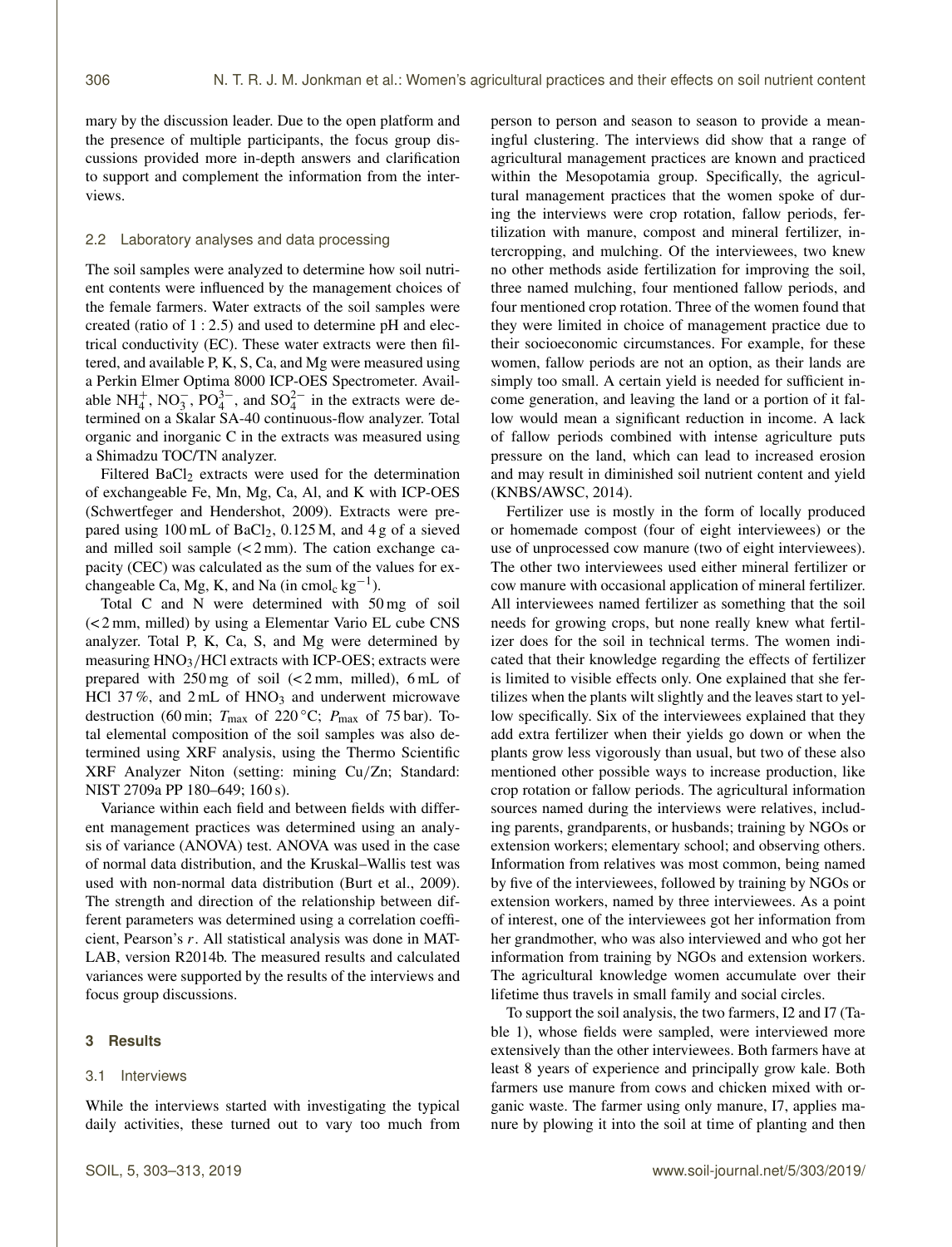mary by the discussion leader. Due to the open platform and the presence of multiple participants, the focus group discussions provided more in-depth answers and clarification to support and complement the information from the interviews.

### 2.2 Laboratory analyses and data processing

The soil samples were analyzed to determine how soil nutrient contents were influenced by the management choices of the female farmers. Water extracts of the soil samples were created (ratio of 1 : 2.5) and used to determine pH and electrical conductivity (EC). These water extracts were then filtered, and available P, K, S, Ca, and Mg were measured using a Perkin Elmer Optima 8000 ICP-OES Spectrometer. Available $NH_4^+$, $NO_3^-$, $PO_4^{3-}$, and $SO_4^{2-}$ in the extracts were determined on a Skalar SA-40 continuous-flow analyzer. Total organic and inorganic C in the extracts was measured using a Shimadzu TOC/TN analyzer.

Filtered $BaCl_2$ extracts were used for the determination of exchangeable Fe, Mn, Mg, Ca, Al, and K with ICP-OES (Schwertfeger and Hendershot, 2009). Extracts were prepared using 100 mL of $BaCl_2$, 0.125 M, and 4 g of a sieved and milled soil sample (< 2 mm). The cation exchange capacity (CEC) was calculated as the sum of the values for exchangeable Ca, Mg, K, and Na (in $cmol_c\,kg^{-1}$).

Total C and N were determined with 50 mg of soil (< 2 mm, milled) by using a Elementar Vario EL cube CNS analyzer. Total P, K, Ca, S, and Mg were determined by measuring $HNO_3$/HCl extracts with ICP-OES; extracts were prepared with 250 mg of soil (< 2 mm, milled), 6 mL of HCl 37 %, and 2 mL of $HNO_3$ and underwent microwave destruction (60 min; $T_{max}$ of 220 °C; $P_{max}$ of 75 bar). Total elemental composition of the soil samples was also determined using XRF analysis, using the Thermo Scientific XRF Analyzer Niton (setting: mining Cu/Zn; Standard: NIST 2709a PP 180–649; 160 s).

Variance within each field and between fields with different management practices was determined using an analysis of variance (ANOVA) test. ANOVA was used in the case of normal data distribution, and the Kruskal–Wallis test was used with non-normal data distribution (Burt et al., 2009). The strength and direction of the relationship between different parameters was determined using a correlation coefficient, Pearson's $r$. All statistical analysis was done in MATLAB, version R2014b. The measured results and calculated variances were supported by the results of the interviews and focus group discussions.

## 3 Results

### 3.1 Interviews

While the interviews started with investigating the typical daily activities, these turned out to vary too much from person to person and season to season to provide a meaningful clustering. The interviews did show that a range of agricultural management practices are known and practiced within the Mesopotamia group. Specifically, the agricultural management practices that the women spoke of during the interviews were crop rotation, fallow periods, fertilization with manure, compost and mineral fertilizer, intercropping, and mulching. Of the interviewees, two knew no other methods aside fertilization for improving the soil, three named mulching, four mentioned fallow periods, and four mentioned crop rotation. Three of the women found that they were limited in choice of management practice due to their socioeconomic circumstances. For example, for these women, fallow periods are not an option, as their lands are simply too small. A certain yield is needed for sufficient income generation, and leaving the land or a portion of it fallow would mean a significant reduction in income. A lack of fallow periods combined with intense agriculture puts pressure on the land, which can lead to increased erosion and may result in diminished soil nutrient content and yield (KNBS/AWSC, 2014).

Fertilizer use is mostly in the form of locally produced or homemade compost (four of eight interviewees) or the use of unprocessed cow manure (two of eight interviewees). The other two interviewees used either mineral fertilizer or cow manure with occasional application of mineral fertilizer. All interviewees named fertilizer as something that the soil needs for growing crops, but none really knew what fertilizer does for the soil in technical terms. The women indicated that their knowledge regarding the effects of fertilizer is limited to visible effects only. One explained that she fertilizes when the plants wilt slightly and the leaves start to yellow specifically. Six of the interviewees explained that they add extra fertilizer when their yields go down or when the plants grow less vigorously than usual, but two of these also mentioned other possible ways to increase production, like crop rotation or fallow periods. The agricultural information sources named during the interviews were relatives, including parents, grandparents, or husbands; training by NGOs or extension workers; elementary school; and observing others. Information from relatives was most common, being named by five of the interviewees, followed by training by NGOs or extension workers, named by three interviewees. As a point of interest, one of the interviewees got her information from her grandmother, who was also interviewed and who got her information from training by NGOs and extension workers. The agricultural knowledge women accumulate over their lifetime thus travels in small family and social circles.

To support the soil analysis, the two farmers, I2 and I7 (Table 1), whose fields were sampled, were interviewed more extensively than the other interviewees. Both farmers have at least 8 years of experience and principally grow kale. Both farmers use manure from cows and chicken mixed with organic waste. The farmer using only manure, I7, applies manure by plowing it into the soil at time of planting and then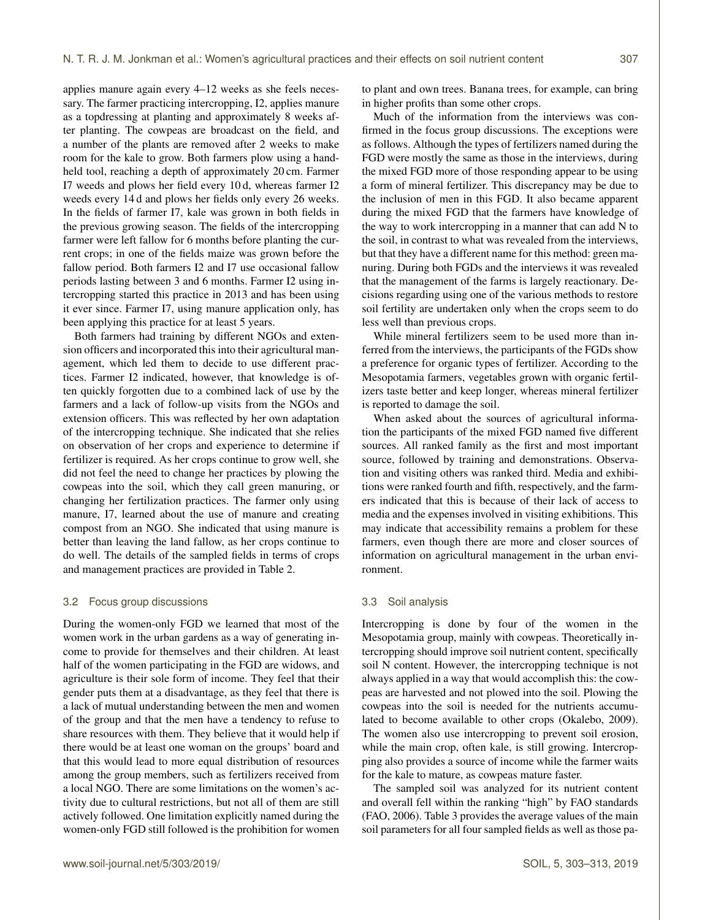applies manure again every 4–12 weeks as she feels necessary. The farmer practicing intercropping, I2, applies manure as a topdressing at planting and approximately 8 weeks after planting. The cowpeas are broadcast on the field, and a number of the plants are removed after 2 weeks to make room for the kale to grow. Both farmers plow using a handheld tool, reaching a depth of approximately 20 cm. Farmer I7 weeds and plows her field every 10 d, whereas farmer I2 weeds every 14 d and plows her fields only every 26 weeks. In the fields of farmer I7, kale was grown in both fields in the previous growing season. The fields of the intercropping farmer were left fallow for 6 months before planting the current crops; in one of the fields maize was grown before the fallow period. Both farmers I2 and I7 use occasional fallow periods lasting between 3 and 6 months. Farmer I2 using intercropping started this practice in 2013 and has been using it ever since. Farmer I7, using manure application only, has been applying this practice for at least 5 years.

Both farmers had training by different NGOs and extension officers and incorporated this into their agricultural management, which led them to decide to use different practices. Farmer I2 indicated, however, that knowledge is often quickly forgotten due to a combined lack of use by the farmers and a lack of follow-up visits from the NGOs and extension officers. This was reflected by her own adaptation of the intercropping technique. She indicated that she relies on observation of her crops and experience to determine if fertilizer is required. As her crops continue to grow well, she did not feel the need to change her practices by plowing the cowpeas into the soil, which they call green manuring, or changing her fertilization practices. The farmer only using manure, I7, learned about the use of manure and creating compost from an NGO. She indicated that using manure is better than leaving the land fallow, as her crops continue to do well. The details of the sampled fields in terms of crops and management practices are provided in Table 2.

### 3.2 Focus group discussions

During the women-only FGD we learned that most of the women work in the urban gardens as a way of generating income to provide for themselves and their children. At least half of the women participating in the FGD are widows, and agriculture is their sole form of income. They feel that their gender puts them at a disadvantage, as they feel that there is a lack of mutual understanding between the men and women of the group and that the men have a tendency to refuse to share resources with them. They believe that it would help if there would be at least one woman on the groups' board and that this would lead to more equal distribution of resources among the group members, such as fertilizers received from a local NGO. There are some limitations on the women's activity due to cultural restrictions, but not all of them are still actively followed. One limitation explicitly named during the women-only FGD still followed is the prohibition for women to plant and own trees. Banana trees, for example, can bring in higher profits than some other crops.

Much of the information from the interviews was confirmed in the focus group discussions. The exceptions were as follows. Although the types of fertilizers named during the FGD were mostly the same as those in the interviews, during the mixed FGD more of those responding appear to be using a form of mineral fertilizer. This discrepancy may be due to the inclusion of men in this FGD. It also became apparent during the mixed FGD that the farmers have knowledge of the way to work intercropping in a manner that can add N to the soil, in contrast to what was revealed from the interviews, but that they have a different name for this method: green manuring. During both FGDs and the interviews it was revealed that the management of the farms is largely reactionary. Decisions regarding using one of the various methods to restore soil fertility are undertaken only when the crops seem to do less well than previous crops.

While mineral fertilizers seem to be used more than inferred from the interviews, the participants of the FGDs show a preference for organic types of fertilizer. According to the Mesopotamia farmers, vegetables grown with organic fertilizers taste better and keep longer, whereas mineral fertilizer is reported to damage the soil.

When asked about the sources of agricultural information the participants of the mixed FGD named five different sources. All ranked family as the first and most important source, followed by training and demonstrations. Observation and visiting others was ranked third. Media and exhibitions were ranked fourth and fifth, respectively, and the farmers indicated that this is because of their lack of access to media and the expenses involved in visiting exhibitions. This may indicate that accessibility remains a problem for these farmers, even though there are more and closer sources of information on agricultural management in the urban environment.

### 3.3 Soil analysis

Intercropping is done by four of the women in the Mesopotamia group, mainly with cowpeas. Theoretically intercropping should improve soil nutrient content, specifically soil N content. However, the intercropping technique is not always applied in a way that would accomplish this: the cowpeas are harvested and not plowed into the soil. Plowing the cowpeas into the soil is needed for the nutrients accumulated to become available to other crops (Okalebo, 2009). The women also use intercropping to prevent soil erosion, while the main crop, often kale, is still growing. Intercropping also provides a source of income while the farmer waits for the kale to mature, as cowpeas mature faster.

The sampled soil was analyzed for its nutrient content and overall fell within the ranking "high" by FAO standards (FAO, 2006). Table 3 provides the average values of the main soil parameters for all four sampled fields as well as those pa-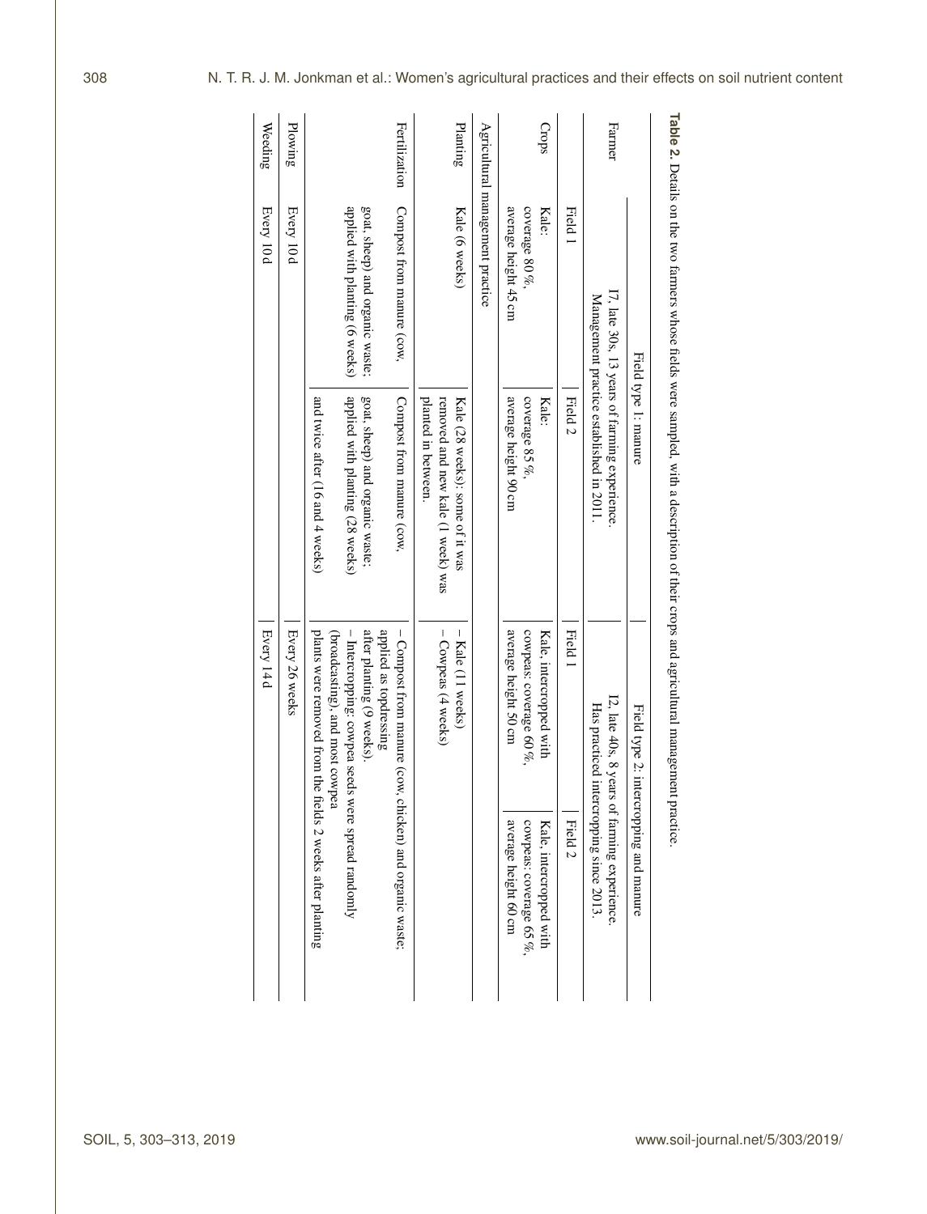**Table 2.** Details on the two farmers whose fields were sampled, with a description of their crops and agricultural management practice.

| | Field type 1: manure | | Field type 2: intercropping and manure | |
|---|---|---|---|---|
| Farmer | I7, late 30s, 13 years of farming experience. Management practice established in 2011. | | I2, late 40s, 8 years of farming experience. Has practiced intercropping since 2013. | |
| | Field 1 | Field 2 | Field 1 | Field 2 |
| Crops | Kale: coverage 80 %, average height 45 cm | Kale: coverage 85 %, average height 90 cm | Kale, intercropped with cowpeas: coverage 60 %, average height 50 cm | Kale, intercropped with cowpeas: coverage 65 %, average height 60 cm |
| Agricultural management practice | | | | |
| Planting | Kale (6 weeks) | Kale (28 weeks); some of it was removed and new kale (1 week) was planted in between. | – Kale (11 weeks)<br>– Cowpeas (4 weeks) | |
| Fertilization | Compost from manure (cow, goat, sheep) and organic waste; applied with planting (6 weeks) | Compost from manure (cow, goat, sheep) and organic waste; applied with planting (28 weeks) and twice after (16 and 4 weeks) | – Compost from manure (cow, chicken) and organic waste; applied as topdressing after planting (9 weeks).<br>– Intercropping: cowpea seeds were spread randomly (broadcasting), and most cowpea plants were removed from the fields 2 weeks after planting | |
| Plowing | Every 10 d | | Every 26 weeks | |
| Weeding | Every 10 d | | Every 14 d | |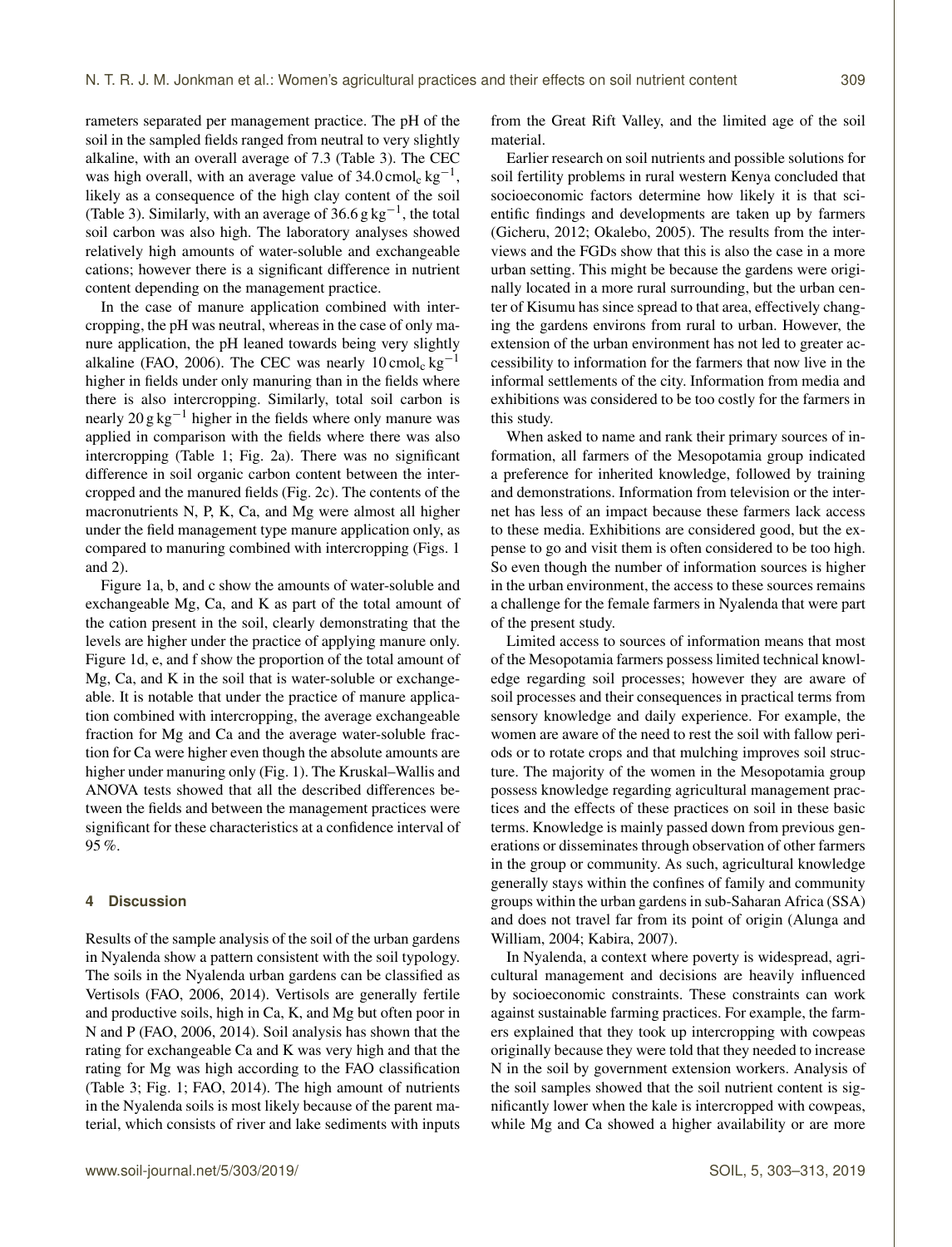rameters separated per management practice. The pH of the soil in the sampled fields ranged from neutral to very slightly alkaline, with an overall average of 7.3 (Table 3). The CEC was high overall, with an average value of 34.0 $cmol_c\,kg^{-1}$, likely as a consequence of the high clay content of the soil (Table 3). Similarly, with an average of 36.6 $g\,kg^{-1}$, the total soil carbon was also high. The laboratory analyses showed relatively high amounts of water-soluble and exchangeable cations; however there is a significant difference in nutrient content depending on the management practice.

In the case of manure application combined with intercropping, the pH was neutral, whereas in the case of only manure application, the pH leaned towards being very slightly alkaline (FAO, 2006). The CEC was nearly 10 $cmol_c\,kg^{-1}$ higher in fields under only manuring than in the fields where there is also intercropping. Similarly, total soil carbon is nearly 20 $g\,kg^{-1}$ higher in the fields where only manure was applied in comparison with the fields where there was also intercropping (Table 1; Fig. 2a). There was no significant difference in soil organic carbon content between the intercropped and the manured fields (Fig. 2c). The contents of the macronutrients N, P, K, Ca, and Mg were almost all higher under the field management type manure application only, as compared to manuring combined with intercropping (Figs. 1 and 2).

Figure 1a, b, and c show the amounts of water-soluble and exchangeable Mg, Ca, and K as part of the total amount of the cation present in the soil, clearly demonstrating that the levels are higher under the practice of applying manure only. Figure 1d, e, and f show the proportion of the total amount of Mg, Ca, and K in the soil that is water-soluble or exchangeable. It is notable that under the practice of manure application combined with intercropping, the average exchangeable fraction for Mg and Ca and the average water-soluble fraction for Ca were higher even though the absolute amounts are higher under manuring only (Fig. 1). The Kruskal–Wallis and ANOVA tests showed that all the described differences between the fields and between the management practices were significant for these characteristics at a confidence interval of 95 %.

## 4 Discussion

Results of the sample analysis of the soil of the urban gardens in Nyalenda show a pattern consistent with the soil typology. The soils in the Nyalenda urban gardens can be classified as Vertisols (FAO, 2006, 2014). Vertisols are generally fertile and productive soils, high in Ca, K, and Mg but often poor in N and P (FAO, 2006, 2014). Soil analysis has shown that the rating for exchangeable Ca and K was very high and that the rating for Mg was high according to the FAO classification (Table 3; Fig. 1; FAO, 2014). The high amount of nutrients in the Nyalenda soils is most likely because of the parent material, which consists of river and lake sediments with inputs from the Great Rift Valley, and the limited age of the soil material.

Earlier research on soil nutrients and possible solutions for soil fertility problems in rural western Kenya concluded that socioeconomic factors determine how likely it is that scientific findings and developments are taken up by farmers (Gicheru, 2012; Okalebo, 2005). The results from the interviews and the FGDs show that this is also the case in a more urban setting. This might be because the gardens were originally located in a more rural surrounding, but the urban center of Kisumu has since spread to that area, effectively changing the gardens environs from rural to urban. However, the extension of the urban environment has not led to greater accessibility to information for the farmers that now live in the informal settlements of the city. Information from media and exhibitions was considered to be too costly for the farmers in this study.

When asked to name and rank their primary sources of information, all farmers of the Mesopotamia group indicated a preference for inherited knowledge, followed by training and demonstrations. Information from television or the internet has less of an impact because these farmers lack access to these media. Exhibitions are considered good, but the expense to go and visit them is often considered to be too high. So even though the number of information sources is higher in the urban environment, the access to these sources remains a challenge for the female farmers in Nyalenda that were part of the present study.

Limited access to sources of information means that most of the Mesopotamia farmers possess limited technical knowledge regarding soil processes; however they are aware of soil processes and their consequences in practical terms from sensory knowledge and daily experience. For example, the women are aware of the need to rest the soil with fallow periods or to rotate crops and that mulching improves soil structure. The majority of the women in the Mesopotamia group possess knowledge regarding agricultural management practices and the effects of these practices on soil in these basic terms. Knowledge is mainly passed down from previous generations or disseminates through observation of other farmers in the group or community. As such, agricultural knowledge generally stays within the confines of family and community groups within the urban gardens in sub-Saharan Africa (SSA) and does not travel far from its point of origin (Alunga and William, 2004; Kabira, 2007).

In Nyalenda, a context where poverty is widespread, agricultural management and decisions are heavily influenced by socioeconomic constraints. These constraints can work against sustainable farming practices. For example, the farmers explained that they took up intercropping with cowpeas originally because they were told that they needed to increase N in the soil by government extension workers. Analysis of the soil samples showed that the soil nutrient content is significantly lower when the kale is intercropped with cowpeas, while Mg and Ca showed a higher availability or are more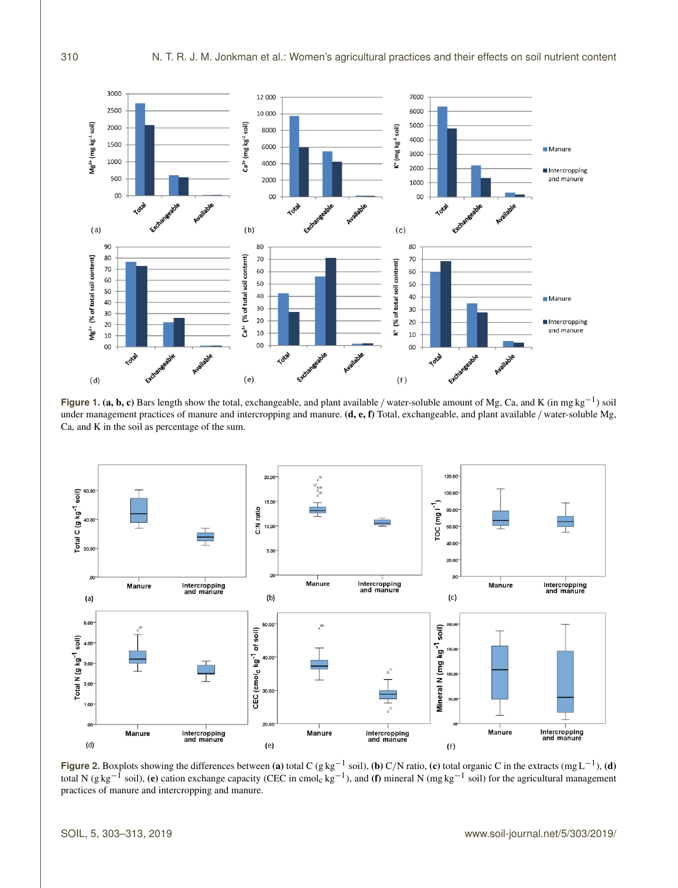**Figure 1.** **(a, b, c)** Bars length show the total, exchangeable, and plant available / water-soluble amount of Mg, Ca, and K (in mg $kg^{-1}$) soil under management practices of manure and intercropping and manure. **(d, e, f)** Total, exchangeable, and plant available / water-soluble Mg, Ca, and K in the soil as percentage of the sum.

**Figure 2.** Boxplots showing the differences between **(a)** total C (g $kg^{-1}$ soil), **(b)** C/N ratio, **(c)** total organic C in the extracts (mg $L^{-1}$), **(d)** total N (g $kg^{-1}$ soil), **(e)** cation exchange capacity (CEC in $cmol_c\ kg^{-1}$), and **(f)** mineral N (mg $kg^{-1}$ soil) for the agricultural management practices of manure and intercropping and manure.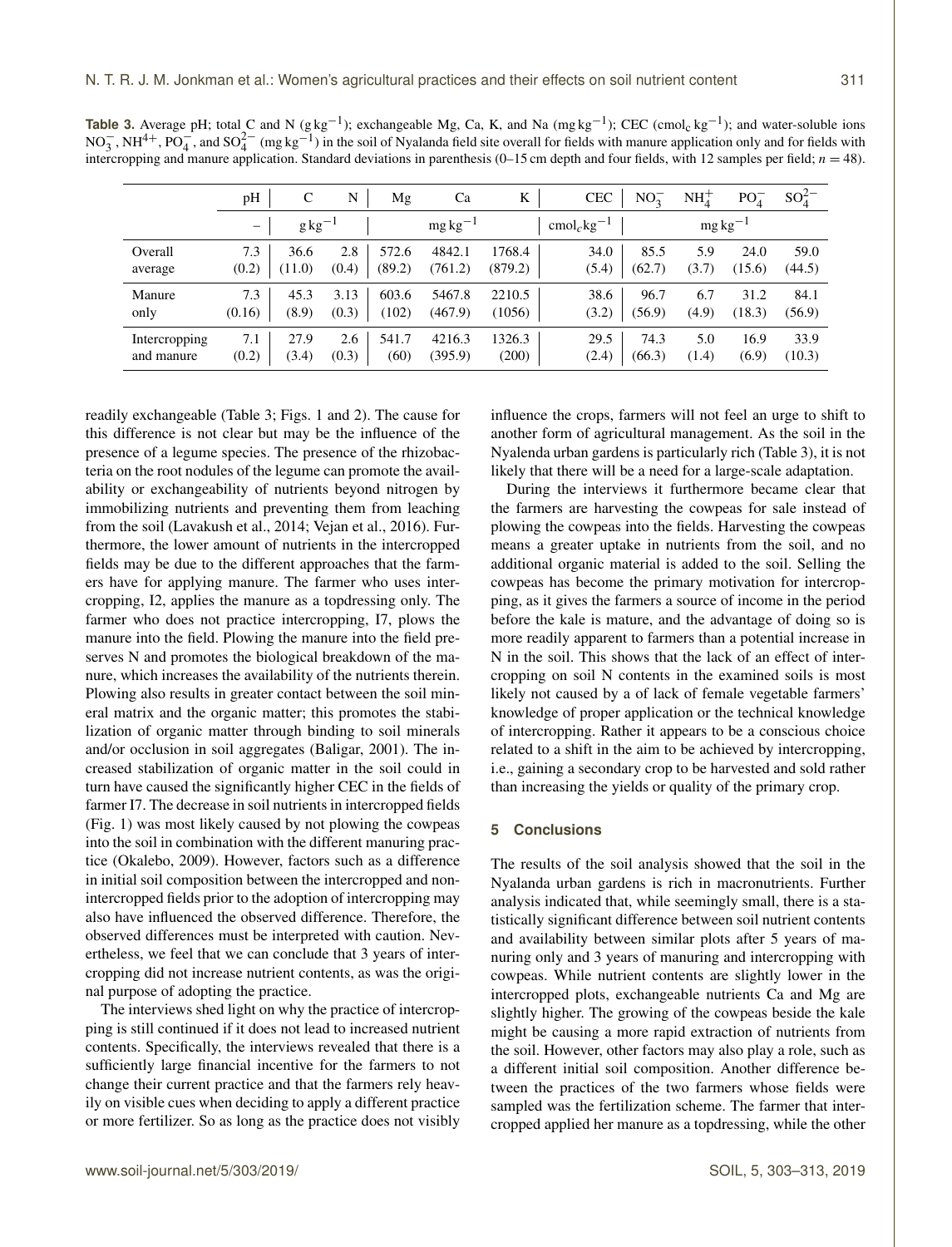**Table 3.** Average pH; total C and N ($g\,kg^{-1}$); exchangeable Mg, Ca, K, and Na ($mg\,kg^{-1}$); CEC ($cmol_c\,kg^{-1}$); and water-soluble ions $NO_3^-$, $NH^{4+}$, $PO_4^-$, and $SO_4^{2-}$ ($mg\,kg^{-1}$) in the soil of Nyalanda field site overall for fields with manure application only and for fields with intercropping and manure application. Standard deviations in parenthesis (0–15 cm depth and four fields, with 12 samples per field; $n = 48$).

| | pH | C | N | Mg | Ca | K | CEC | $NO_3^-$ | $NH_4^+$ | $PO_4^-$ | $SO_4^{2-}$ |
|---|---|---|---|---|---|---|---|---|---|---|---|
| | – | $g\,kg^{-1}$ | | $mg\,kg^{-1}$ | | | $cmol_c kg^{-1}$ | $mg\,kg^{-1}$ | | | |
| Overall average | 7.3 (0.2) | 36.6 (11.0) | 2.8 (0.4) | 572.6 (89.2) | 4842.1 (761.2) | 1768.4 (879.2) | 34.0 (5.4) | 85.5 (62.7) | 5.9 (3.7) | 24.0 (15.6) | 59.0 (44.5) |
| Manure only | 7.3 (0.16) | 45.3 (8.9) | 3.13 (0.3) | 603.6 (102) | 5467.8 (467.9) | 2210.5 (1056) | 38.6 (3.2) | 96.7 (56.9) | 6.7 (4.9) | 31.2 (18.3) | 84.1 (56.9) |
| Intercropping and manure | 7.1 (0.2) | 27.9 (3.4) | 2.6 (0.3) | 541.7 (60) | 4216.3 (395.9) | 1326.3 (200) | 29.5 (2.4) | 74.3 (66.3) | 5.0 (1.4) | 16.9 (6.9) | 33.9 (10.3) |

readily exchangeable (Table 3; Figs. 1 and 2). The cause for this difference is not clear but may be the influence of the presence of a legume species. The presence of the rhizobacteria on the root nodules of the legume can promote the availability or exchangeability of nutrients beyond nitrogen by immobilizing nutrients and preventing them from leaching from the soil (Lavakush et al., 2014; Vejan et al., 2016). Furthermore, the lower amount of nutrients in the intercropped fields may be due to the different approaches that the farmers have for applying manure. The farmer who uses intercropping, I2, applies the manure as a topdressing only. The farmer who does not practice intercropping, I7, plows the manure into the field. Plowing the manure into the field preserves N and promotes the biological breakdown of the manure, which increases the availability of the nutrients therein. Plowing also results in greater contact between the soil mineral matrix and the organic matter; this promotes the stabilization of organic matter through binding to soil minerals and/or occlusion in soil aggregates (Baligar, 2001). The increased stabilization of organic matter in the soil could in turn have caused the significantly higher CEC in the fields of farmer I7. The decrease in soil nutrients in intercropped fields (Fig. 1) was most likely caused by not plowing the cowpeas into the soil in combination with the different manuring practice (Okalebo, 2009). However, factors such as a difference in initial soil composition between the intercropped and non-intercropped fields prior to the adoption of intercropping may also have influenced the observed difference. Therefore, the observed differences must be interpreted with caution. Nevertheless, we feel that we can conclude that 3 years of intercropping did not increase nutrient contents, as was the original purpose of adopting the practice.

The interviews shed light on why the practice of intercropping is still continued if it does not lead to increased nutrient contents. Specifically, the interviews revealed that there is a sufficiently large financial incentive for the farmers to not change their current practice and that the farmers rely heavily on visible cues when deciding to apply a different practice or more fertilizer. So as long as the practice does not visibly influence the crops, farmers will not feel an urge to shift to another form of agricultural management. As the soil in the Nyalenda urban gardens is particularly rich (Table 3), it is not likely that there will be a need for a large-scale adaptation.

During the interviews it furthermore became clear that the farmers are harvesting the cowpeas for sale instead of plowing the cowpeas into the fields. Harvesting the cowpeas means a greater uptake in nutrients from the soil, and no additional organic material is added to the soil. Selling the cowpeas has become the primary motivation for intercropping, as it gives the farmers a source of income in the period before the kale is mature, and the advantage of doing so is more readily apparent to farmers than a potential increase in N in the soil. This shows that the lack of an effect of intercropping on soil N contents in the examined soils is most likely not caused by a of lack of female vegetable farmers' knowledge of proper application or the technical knowledge of intercropping. Rather it appears to be a conscious choice related to a shift in the aim to be achieved by intercropping, i.e., gaining a secondary crop to be harvested and sold rather than increasing the yields or quality of the primary crop.

## 5 Conclusions

The results of the soil analysis showed that the soil in the Nyalanda urban gardens is rich in macronutrients. Further analysis indicated that, while seemingly small, there is a statistically significant difference between soil nutrient contents and availability between similar plots after 5 years of manuring only and 3 years of manuring and intercropping with cowpeas. While nutrient contents are slightly lower in the intercropped plots, exchangeable nutrients Ca and Mg are slightly higher. The growing of the cowpeas beside the kale might be causing a more rapid extraction of nutrients from the soil. However, other factors may also play a role, such as a different initial soil composition. Another difference between the practices of the two farmers whose fields were sampled was the fertilization scheme. The farmer that intercropped applied her manure as a topdressing, while the other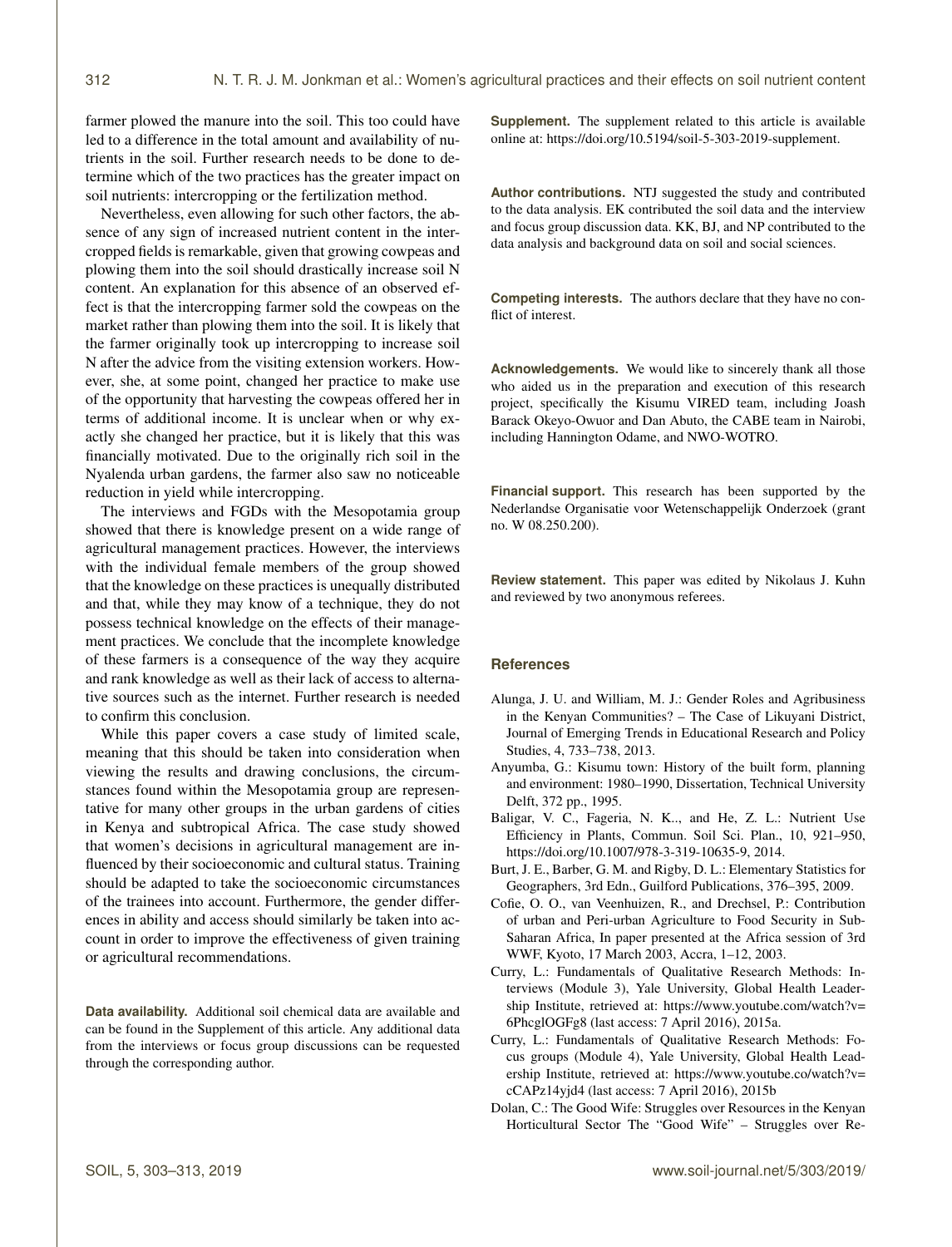farmer plowed the manure into the soil. This too could have led to a difference in the total amount and availability of nutrients in the soil. Further research needs to be done to determine which of the two practices has the greater impact on soil nutrients: intercropping or the fertilization method.

Nevertheless, even allowing for such other factors, the absence of any sign of increased nutrient content in the intercropped fields is remarkable, given that growing cowpeas and plowing them into the soil should drastically increase soil N content. An explanation for this absence of an observed effect is that the intercropping farmer sold the cowpeas on the market rather than plowing them into the soil. It is likely that the farmer originally took up intercropping to increase soil N after the advice from the visiting extension workers. However, she, at some point, changed her practice to make use of the opportunity that harvesting the cowpeas offered her in terms of additional income. It is unclear when or why exactly she changed her practice, but it is likely that this was financially motivated. Due to the originally rich soil in the Nyalenda urban gardens, the farmer also saw no noticeable reduction in yield while intercropping.

The interviews and FGDs with the Mesopotamia group showed that there is knowledge present on a wide range of agricultural management practices. However, the interviews with the individual female members of the group showed that the knowledge on these practices is unequally distributed and that, while they may know of a technique, they do not possess technical knowledge on the effects of their management practices. We conclude that the incomplete knowledge of these farmers is a consequence of the way they acquire and rank knowledge as well as their lack of access to alternative sources such as the internet. Further research is needed to confirm this conclusion.

While this paper covers a case study of limited scale, meaning that this should be taken into consideration when viewing the results and drawing conclusions, the circumstances found within the Mesopotamia group are representative for many other groups in the urban gardens of cities in Kenya and subtropical Africa. The case study showed that women's decisions in agricultural management are influenced by their socioeconomic and cultural status. Training should be adapted to take the socioeconomic circumstances of the trainees into account. Furthermore, the gender differences in ability and access should similarly be taken into account in order to improve the effectiveness of given training or agricultural recommendations.

**Data availability.** Additional soil chemical data are available and can be found in the Supplement of this article. Any additional data from the interviews or focus group discussions can be requested through the corresponding author.

**Supplement.** The supplement related to this article is available online at: https://doi.org/10.5194/soil-5-303-2019-supplement.

**Author contributions.** NTJ suggested the study and contributed to the data analysis. EK contributed the soil data and the interview and focus group discussion data. KK, BJ, and NP contributed to the data analysis and background data on soil and social sciences.

**Competing interests.** The authors declare that they have no conflict of interest.

**Acknowledgements.** We would like to sincerely thank all those who aided us in the preparation and execution of this research project, specifically the Kisumu VIRED team, including Joash Barack Okeyo-Owuor and Dan Abuto, the CABE team in Nairobi, including Hannington Odame, and NWO-WOTRO.

**Financial support.** This research has been supported by the Nederlandse Organisatie voor Wetenschappelijk Onderzoek (grant no. W 08.250.200).

**Review statement.** This paper was edited by Nikolaus J. Kuhn and reviewed by two anonymous referees.

## References

Alunga, J. U. and William, M. J.: Gender Roles and Agribusiness in the Kenyan Communities? – The Case of Likuyani District, Journal of Emerging Trends in Educational Research and Policy Studies, 4, 733–738, 2013.

Anyumba, G.: Kisumu town: History of the built form, planning and environment: 1980–1990, Dissertation, Technical University Delft, 372 pp., 1995.

Baligar, V. C., Fageria, N. K.., and He, Z. L.: Nutrient Use Efficiency in Plants, Commun. Soil Sci. Plan., 10, 921–950, https://doi.org/10.1007/978-3-319-10635-9, 2014.

Burt, J. E., Barber, G. M. and Rigby, D. L.: Elementary Statistics for Geographers, 3rd Edn., Guilford Publications, 376–395, 2009.

Cofie, O. O., van Veenhuizen, R., and Drechsel, P.: Contribution of urban and Peri-urban Agriculture to Food Security in Sub-Saharan Africa, In paper presented at the Africa session of 3rd WWF, Kyoto, 17 March 2003, Accra, 1–12, 2003.

Curry, L.: Fundamentals of Qualitative Research Methods: Interviews (Module 3), Yale University, Global Health Leadership Institute, retrieved at: https://www.youtube.com/watch?v=6PhcglOGFg8 (last access: 7 April 2016), 2015a.

Curry, L.: Fundamentals of Qualitative Research Methods: Focus groups (Module 4), Yale University, Global Health Leadership Institute, retrieved at: https://www.youtube.co/watch?v=cCAPz14yjd4 (last access: 7 April 2016), 2015b

Dolan, C.: The Good Wife: Struggles over Resources in the Kenyan Horticultural Sector The "Good Wife" – Struggles over Re-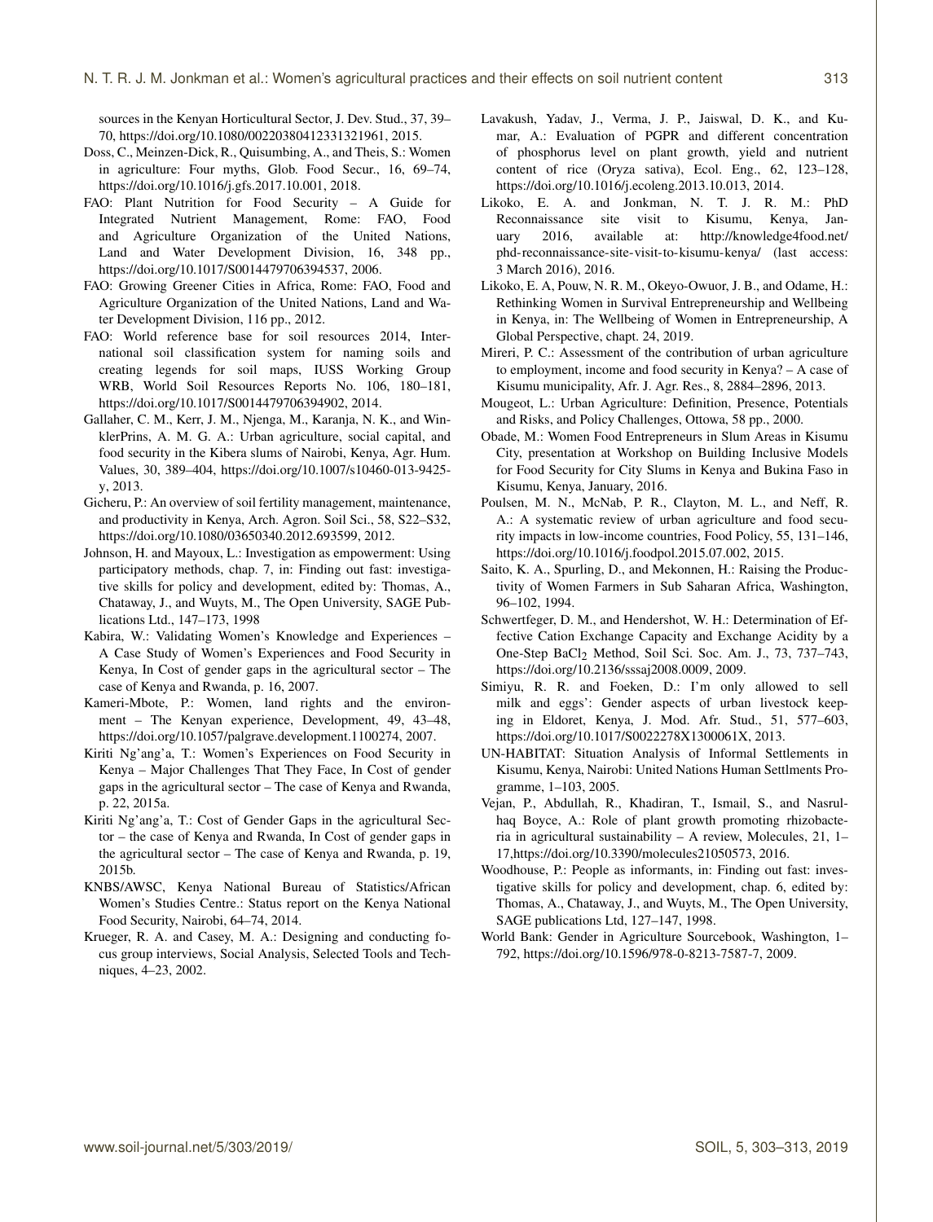sources in the Kenyan Horticultural Sector, J. Dev. Stud., 37, 39–70, https://doi.org/10.1080/00220380412331321961, 2015.

Doss, C., Meinzen-Dick, R., Quisumbing, A., and Theis, S.: Women in agriculture: Four myths, Glob. Food Secur., 16, 69–74, https://doi.org/10.1016/j.gfs.2017.10.001, 2018.

FAO: Plant Nutrition for Food Security – A Guide for Integrated Nutrient Management, Rome: FAO, Food and Agriculture Organization of the United Nations, Land and Water Development Division, 16, 348 pp., https://doi.org/10.1017/S0014479706394537, 2006.

FAO: Growing Greener Cities in Africa, Rome: FAO, Food and Agriculture Organization of the United Nations, Land and Water Development Division, 116 pp., 2012.

FAO: World reference base for soil resources 2014, International soil classification system for naming soils and creating legends for soil maps, IUSS Working Group WRB, World Soil Resources Reports No. 106, 180–181, https://doi.org/10.1017/S0014479706394902, 2014.

Gallaher, C. M., Kerr, J. M., Njenga, M., Karanja, N. K., and WinklerPrins, A. M. G. A.: Urban agriculture, social capital, and food security in the Kibera slums of Nairobi, Kenya, Agr. Hum. Values, 30, 389–404, https://doi.org/10.1007/s10460-013-9425-y, 2013.

Gicheru, P.: An overview of soil fertility management, maintenance, and productivity in Kenya, Arch. Agron. Soil Sci., 58, S22–S32, https://doi.org/10.1080/03650340.2012.693599, 2012.

Johnson, H. and Mayoux, L.: Investigation as empowerment: Using participatory methods, chap. 7, in: Finding out fast: investigative skills for policy and development, edited by: Thomas, A., Chataway, J., and Wuyts, M., The Open University, SAGE Publications Ltd., 147–173, 1998

Kabira, W.: Validating Women's Knowledge and Experiences – A Case Study of Women's Experiences and Food Security in Kenya, In Cost of gender gaps in the agricultural sector – The case of Kenya and Rwanda, p. 16, 2007.

Kameri-Mbote, P.: Women, land rights and the environment – The Kenyan experience, Development, 49, 43–48, https://doi.org/10.1057/palgrave.development.1100274, 2007.

Kiriti Ng'ang'a, T.: Women's Experiences on Food Security in Kenya – Major Challenges That They Face, In Cost of gender gaps in the agricultural sector – The case of Kenya and Rwanda, p. 22, 2015a.

Kiriti Ng'ang'a, T.: Cost of Gender Gaps in the agricultural Sector – the case of Kenya and Rwanda, In Cost of gender gaps in the agricultural sector – The case of Kenya and Rwanda, p. 19, 2015b.

KNBS/AWSC, Kenya National Bureau of Statistics/African Women's Studies Centre.: Status report on the Kenya National Food Security, Nairobi, 64–74, 2014.

Krueger, R. A. and Casey, M. A.: Designing and conducting focus group interviews, Social Analysis, Selected Tools and Techniques, 4–23, 2002.

Lavakush, Yadav, J., Verma, J. P., Jaiswal, D. K., and Kumar, A.: Evaluation of PGPR and different concentration of phosphorus level on plant growth, yield and nutrient content of rice (Oryza sativa), Ecol. Eng., 62, 123–128, https://doi.org/10.1016/j.ecoleng.2013.10.013, 2014.

Likoko, E. A. and Jonkman, N. T. J. R. M.: PhD Reconnaissance site visit to Kisumu, Kenya, January 2016, available at: http://knowledge4food.net/phd-reconnaissance-site-visit-to-kisumu-kenya/ (last access: 3 March 2016), 2016.

Likoko, E. A, Pouw, N. R. M., Okeyo-Owuor, J. B., and Odame, H.: Rethinking Women in Survival Entrepreneurship and Wellbeing in Kenya, in: The Wellbeing of Women in Entrepreneurship, A Global Perspective, chapt. 24, 2019.

Mireri, P. C.: Assessment of the contribution of urban agriculture to employment, income and food security in Kenya? – A case of Kisumu municipality, Afr. J. Agr. Res., 8, 2884–2896, 2013.

Mougeot, L.: Urban Agriculture: Definition, Presence, Potentials and Risks, and Policy Challenges, Ottowa, 58 pp., 2000.

Obade, M.: Women Food Entrepreneurs in Slum Areas in Kisumu City, presentation at Workshop on Building Inclusive Models for Food Security for City Slums in Kenya and Bukina Faso in Kisumu, Kenya, January, 2016.

Poulsen, M. N., McNab, P. R., Clayton, M. L., and Neff, R. A.: A systematic review of urban agriculture and food security impacts in low-income countries, Food Policy, 55, 131–146, https://doi.org/10.1016/j.foodpol.2015.07.002, 2015.

Saito, K. A., Spurling, D., and Mekonnen, H.: Raising the Productivity of Women Farmers in Sub Saharan Africa, Washington, 96–102, 1994.

Schwertfeger, D. M., and Hendershot, W. H.: Determination of Effective Cation Exchange Capacity and Exchange Acidity by a One-Step $BaCl_2$ Method, Soil Sci. Soc. Am. J., 73, 737–743, https://doi.org/10.2136/sssaj2008.0009, 2009.

Simiyu, R. R. and Foeken, D.: I'm only allowed to sell milk and eggs': Gender aspects of urban livestock keeping in Eldoret, Kenya, J. Mod. Afr. Stud., 51, 577–603, https://doi.org/10.1017/S0022278X1300061X, 2013.

UN-HABITAT: Situation Analysis of Informal Settlements in Kisumu, Kenya, Nairobi: United Nations Human Settlments Programme, 1–103, 2005.

Vejan, P., Abdullah, R., Khadiran, T., Ismail, S., and Nasrulhaq Boyce, A.: Role of plant growth promoting rhizobacteria in agricultural sustainability – A review, Molecules, 21, 1–17,https://doi.org/10.3390/molecules21050573, 2016.

Woodhouse, P.: People as informants, in: Finding out fast: investigative skills for policy and development, chap. 6, edited by: Thomas, A., Chataway, J., and Wuyts, M., The Open University, SAGE publications Ltd, 127–147, 1998.

World Bank: Gender in Agriculture Sourcebook, Washington, 1–792, https://doi.org/10.1596/978-0-8213-7587-7, 2009.